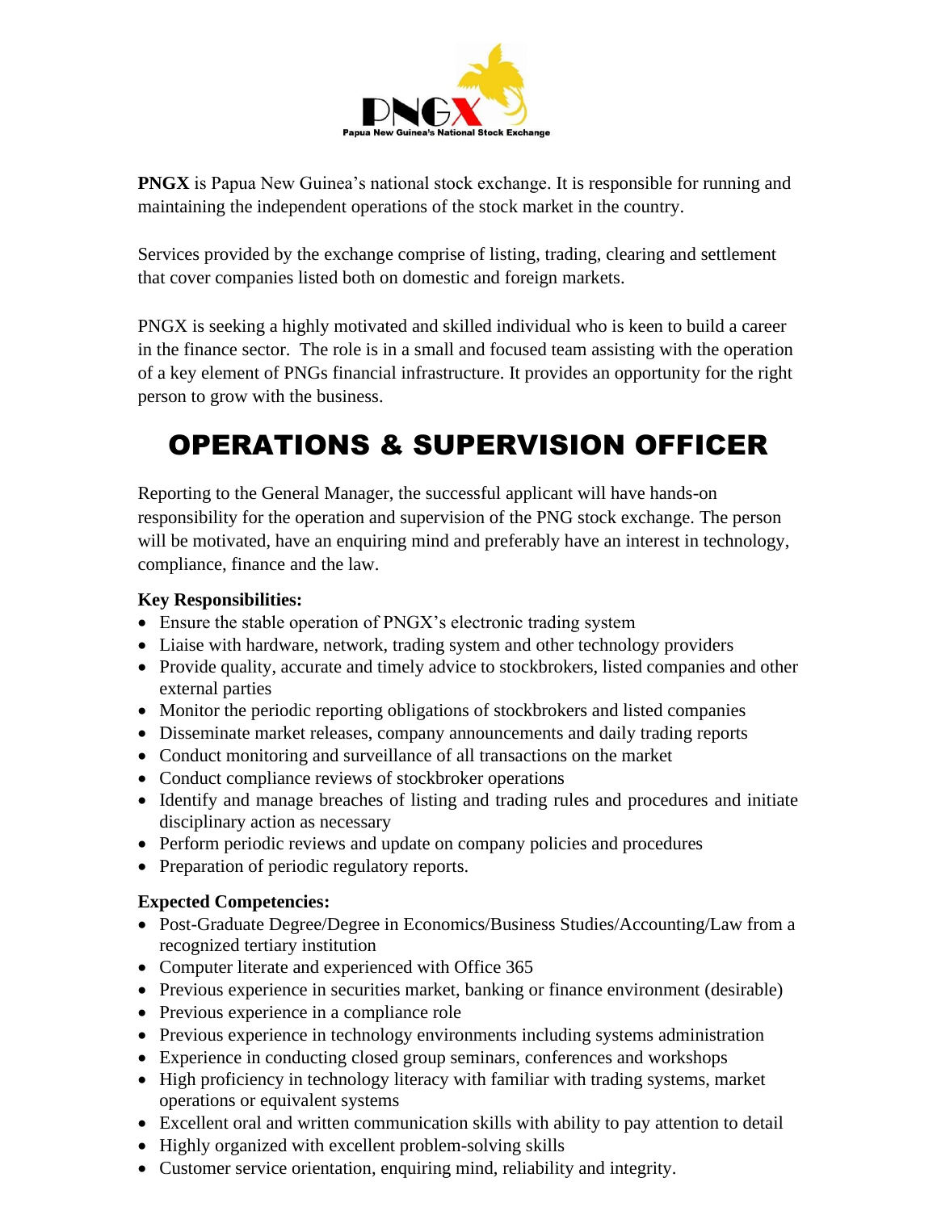PNGX

Papua New Guinea's National Stock Exchange

**PNGX** is Papua New Guinea's national stock exchange. It is responsible for running and maintaining the independent operations of the stock market in the country.

Services provided by the exchange comprise of listing, trading, clearing and settlement that cover companies listed both on domestic and foreign markets.

PNGX is seeking a highly motivated and skilled individual who is keen to build a career in the finance sector. The role is in a small and focused team assisting with the operation of a key element of PNGs financial infrastructure. It provides an opportunity for the right person to grow with the business.

# OPERATIONS & SUPERVISION OFFICER

Reporting to the General Manager, the successful applicant will have hands-on responsibility for the operation and supervision of the PNG stock exchange. The person will be motivated, have an enquiring mind and preferably have an interest in technology, compliance, finance and the law.

**Key Responsibilities:**

- Ensure the stable operation of PNGX's electronic trading system
- Liaise with hardware, network, trading system and other technology providers
- Provide quality, accurate and timely advice to stockbrokers, listed companies and other external parties
- Monitor the periodic reporting obligations of stockbrokers and listed companies
- Disseminate market releases, company announcements and daily trading reports
- Conduct monitoring and surveillance of all transactions on the market
- Conduct compliance reviews of stockbroker operations
- Identify and manage breaches of listing and trading rules and procedures and initiate disciplinary action as necessary
- Perform periodic reviews and update on company policies and procedures
- Preparation of periodic regulatory reports.

**Expected Competencies:**

- Post-Graduate Degree/Degree in Economics/Business Studies/Accounting/Law from a recognized tertiary institution
- Computer literate and experienced with Office 365
- Previous experience in securities market, banking or finance environment (desirable)
- Previous experience in a compliance role
- Previous experience in technology environments including systems administration
- Experience in conducting closed group seminars, conferences and workshops
- High proficiency in technology literacy with familiar with trading systems, market operations or equivalent systems
- Excellent oral and written communication skills with ability to pay attention to detail
- Highly organized with excellent problem-solving skills
- Customer service orientation, enquiring mind, reliability and integrity.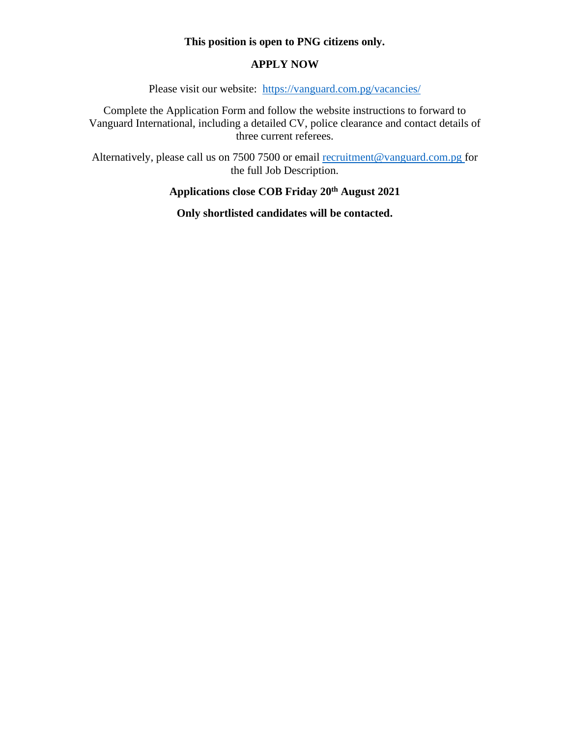**This position is open to PNG citizens only.**

**APPLY NOW**

Please visit our website: https://vanguard.com.pg/vacancies/

Complete the Application Form and follow the website instructions to forward to Vanguard International, including a detailed CV, police clearance and contact details of three current referees.

Alternatively, please call us on 7500 7500 or email recruitment@vanguard.com.pg for the full Job Description.

**Applications close COB Friday 20th August 2021**

**Only shortlisted candidates will be contacted.**